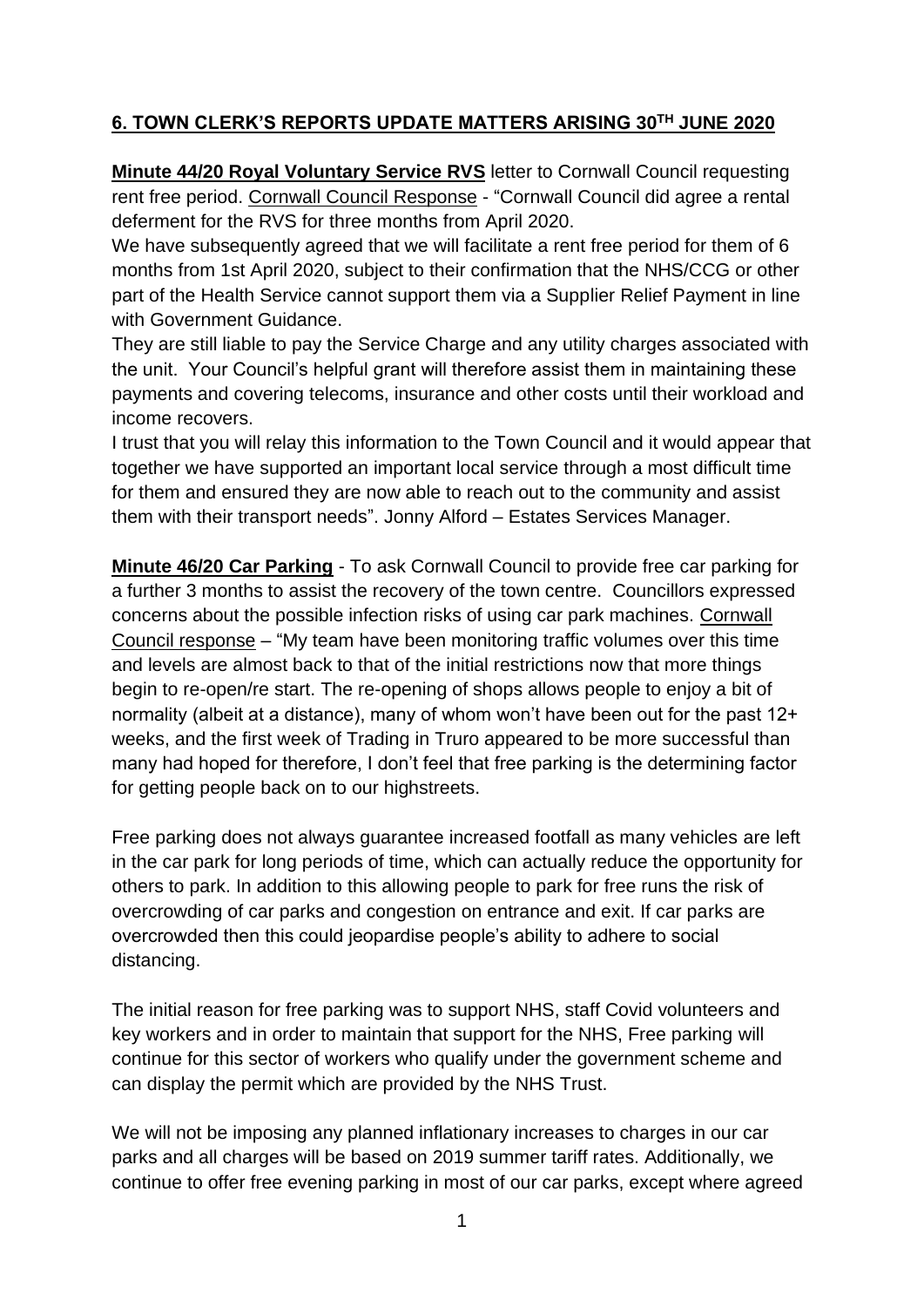## 6. TOWN CLERK'S REPORTS UPDATE MATTERS ARISING 30TH JUNE 2020

**Minute 44/20 Royal Voluntary Service RVS** letter to Cornwall Council requesting rent free period. Cornwall Council Response - "Cornwall Council did agree a rental deferment for the RVS for three months from April 2020.

We have subsequently agreed that we will facilitate a rent free period for them of 6 months from 1st April 2020, subject to their confirmation that the NHS/CCG or other part of the Health Service cannot support them via a Supplier Relief Payment in line with Government Guidance.

They are still liable to pay the Service Charge and any utility charges associated with the unit. Your Council's helpful grant will therefore assist them in maintaining these payments and covering telecoms, insurance and other costs until their workload and income recovers.

I trust that you will relay this information to the Town Council and it would appear that together we have supported an important local service through a most difficult time for them and ensured they are now able to reach out to the community and assist them with their transport needs". Jonny Alford – Estates Services Manager.

**Minute 46/20 Car Parking** - To ask Cornwall Council to provide free car parking for a further 3 months to assist the recovery of the town centre. Councillors expressed concerns about the possible infection risks of using car park machines. Cornwall Council response – "My team have been monitoring traffic volumes over this time and levels are almost back to that of the initial restrictions now that more things begin to re-open/re start. The re-opening of shops allows people to enjoy a bit of normality (albeit at a distance), many of whom won't have been out for the past 12+ weeks, and the first week of Trading in Truro appeared to be more successful than many had hoped for therefore, I don't feel that free parking is the determining factor for getting people back on to our highstreets.

Free parking does not always guarantee increased footfall as many vehicles are left in the car park for long periods of time, which can actually reduce the opportunity for others to park. In addition to this allowing people to park for free runs the risk of overcrowding of car parks and congestion on entrance and exit. If car parks are overcrowded then this could jeopardise people's ability to adhere to social distancing.

The initial reason for free parking was to support NHS, staff Covid volunteers and key workers and in order to maintain that support for the NHS, Free parking will continue for this sector of workers who qualify under the government scheme and can display the permit which are provided by the NHS Trust.

We will not be imposing any planned inflationary increases to charges in our car parks and all charges will be based on 2019 summer tariff rates. Additionally, we continue to offer free evening parking in most of our car parks, except where agreed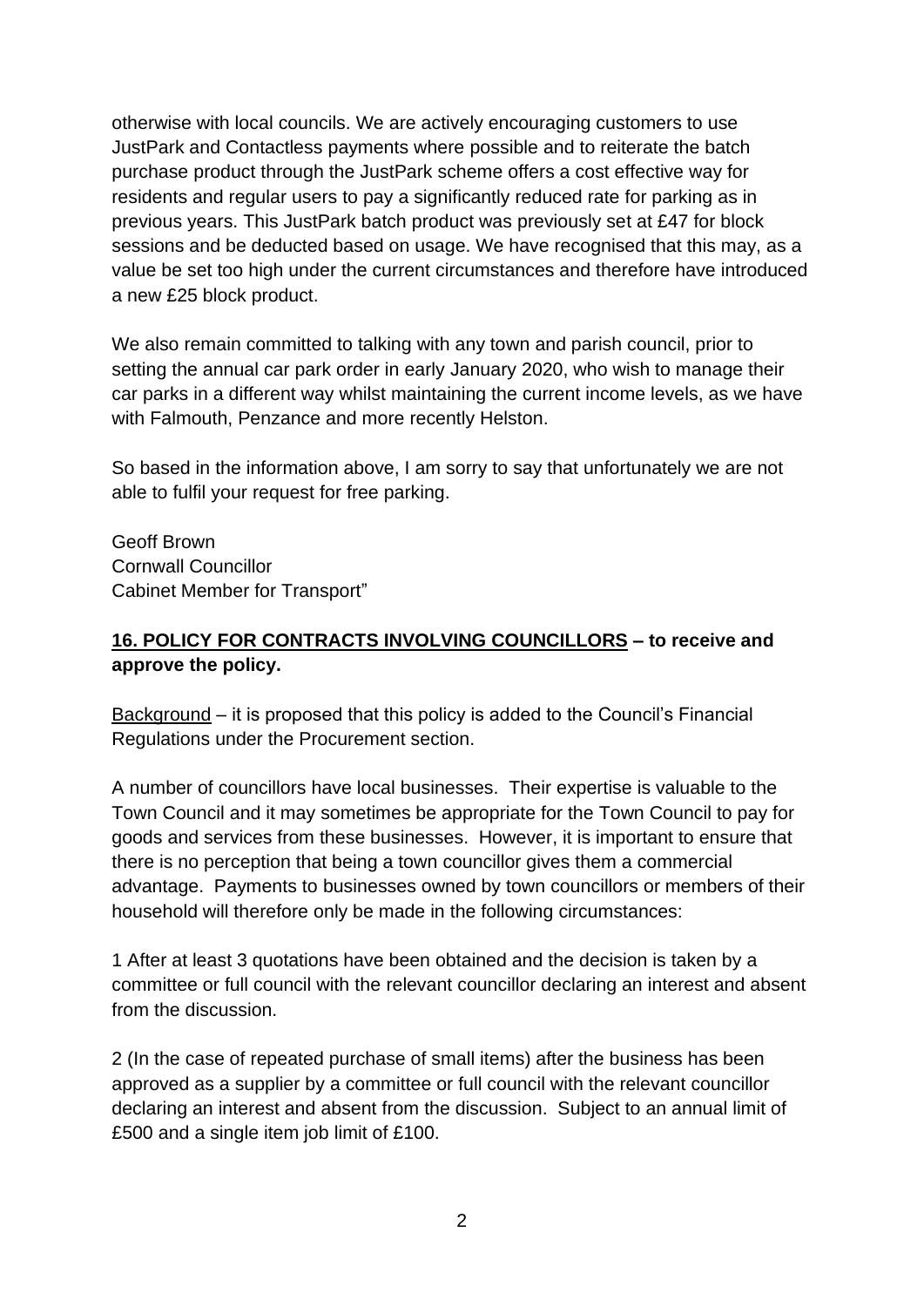otherwise with local councils. We are actively encouraging customers to use JustPark and Contactless payments where possible and to reiterate the batch purchase product through the JustPark scheme offers a cost effective way for residents and regular users to pay a significantly reduced rate for parking as in previous years. This JustPark batch product was previously set at £47 for block sessions and be deducted based on usage. We have recognised that this may, as a value be set too high under the current circumstances and therefore have introduced a new £25 block product.

We also remain committed to talking with any town and parish council, prior to setting the annual car park order in early January 2020, who wish to manage their car parks in a different way whilst maintaining the current income levels, as we have with Falmouth, Penzance and more recently Helston.

So based in the information above, I am sorry to say that unfortunately we are not able to fulfil your request for free parking.

Geoff Brown
Cornwall Councillor
Cabinet Member for Transport"

**16. POLICY FOR CONTRACTS INVOLVING COUNCILLORS – to receive and approve the policy.**

Background – it is proposed that this policy is added to the Council's Financial Regulations under the Procurement section.

A number of councillors have local businesses. Their expertise is valuable to the Town Council and it may sometimes be appropriate for the Town Council to pay for goods and services from these businesses. However, it is important to ensure that there is no perception that being a town councillor gives them a commercial advantage. Payments to businesses owned by town councillors or members of their household will therefore only be made in the following circumstances:

1 After at least 3 quotations have been obtained and the decision is taken by a committee or full council with the relevant councillor declaring an interest and absent from the discussion.

2 (In the case of repeated purchase of small items) after the business has been approved as a supplier by a committee or full council with the relevant councillor declaring an interest and absent from the discussion. Subject to an annual limit of £500 and a single item job limit of £100.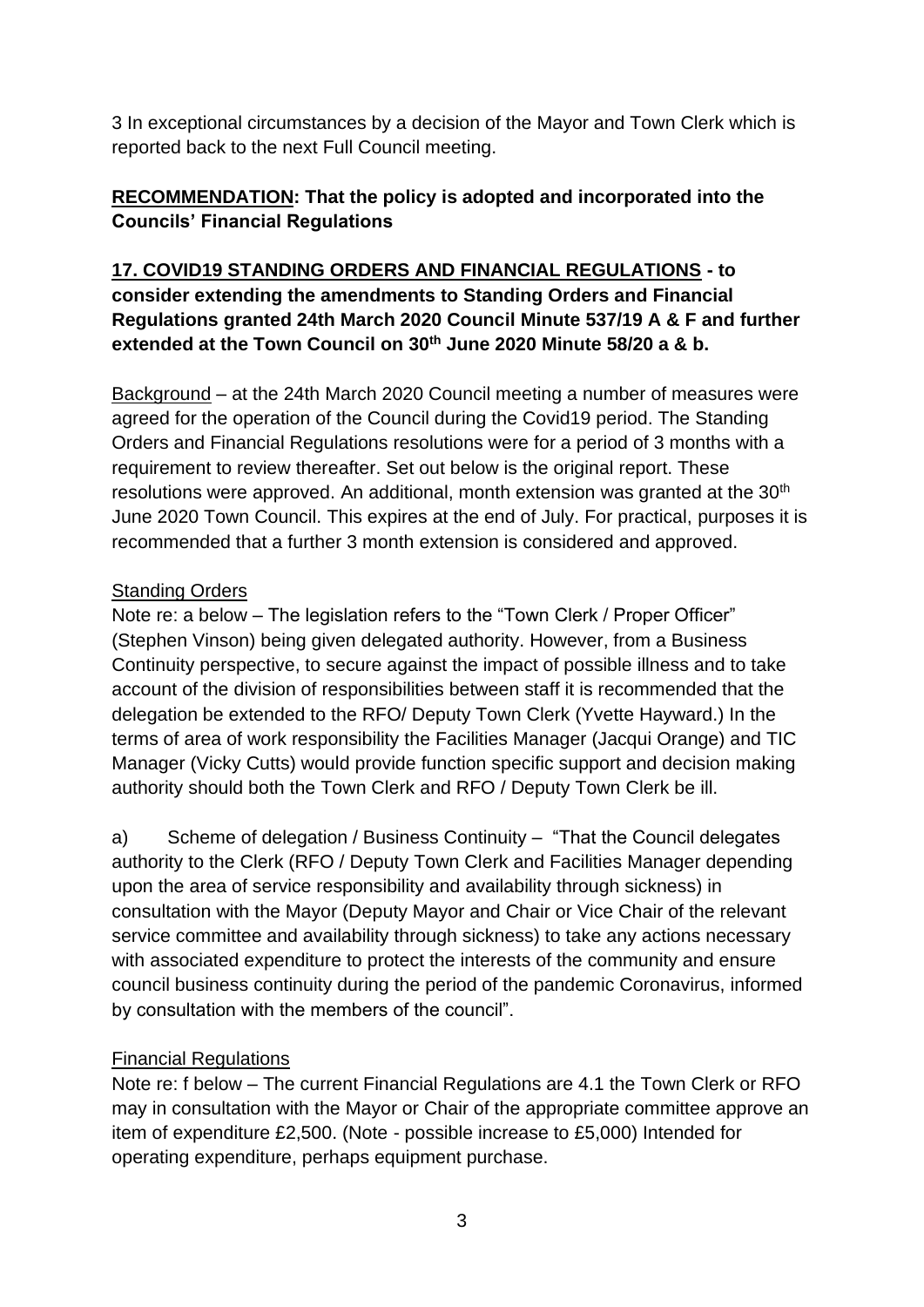3 In exceptional circumstances by a decision of the Mayor and Town Clerk which is reported back to the next Full Council meeting.

**<u>RECOMMENDATION</u>: That the policy is adopted and incorporated into the Councils' Financial Regulations**

**<u>17. COVID19 STANDING ORDERS AND FINANCIAL REGULATIONS</u> - to consider extending the amendments to Standing Orders and Financial Regulations granted 24th March 2020 Council Minute 537/19 A & F and further extended at the Town Council on 30th June 2020 Minute 58/20 a & b.**

<u>Background</u> – at the 24th March 2020 Council meeting a number of measures were agreed for the operation of the Council during the Covid19 period. The Standing Orders and Financial Regulations resolutions were for a period of 3 months with a requirement to review thereafter. Set out below is the original report. These resolutions were approved. An additional, month extension was granted at the 30th June 2020 Town Council. This expires at the end of July. For practical, purposes it is recommended that a further 3 month extension is considered and approved.

<u>Standing Orders</u>

Note re: a below – The legislation refers to the "Town Clerk / Proper Officer" (Stephen Vinson) being given delegated authority. However, from a Business Continuity perspective, to secure against the impact of possible illness and to take account of the division of responsibilities between staff it is recommended that the delegation be extended to the RFO/ Deputy Town Clerk (Yvette Hayward.) In the terms of area of work responsibility the Facilities Manager (Jacqui Orange) and TIC Manager (Vicky Cutts) would provide function specific support and decision making authority should both the Town Clerk and RFO / Deputy Town Clerk be ill.

a) Scheme of delegation / Business Continuity – "That the Council delegates authority to the Clerk (RFO / Deputy Town Clerk and Facilities Manager depending upon the area of service responsibility and availability through sickness) in consultation with the Mayor (Deputy Mayor and Chair or Vice Chair of the relevant service committee and availability through sickness) to take any actions necessary with associated expenditure to protect the interests of the community and ensure council business continuity during the period of the pandemic Coronavirus, informed by consultation with the members of the council".

<u>Financial Regulations</u>

Note re: f below – The current Financial Regulations are 4.1 the Town Clerk or RFO may in consultation with the Mayor or Chair of the appropriate committee approve an item of expenditure £2,500. (Note - possible increase to £5,000) Intended for operating expenditure, perhaps equipment purchase.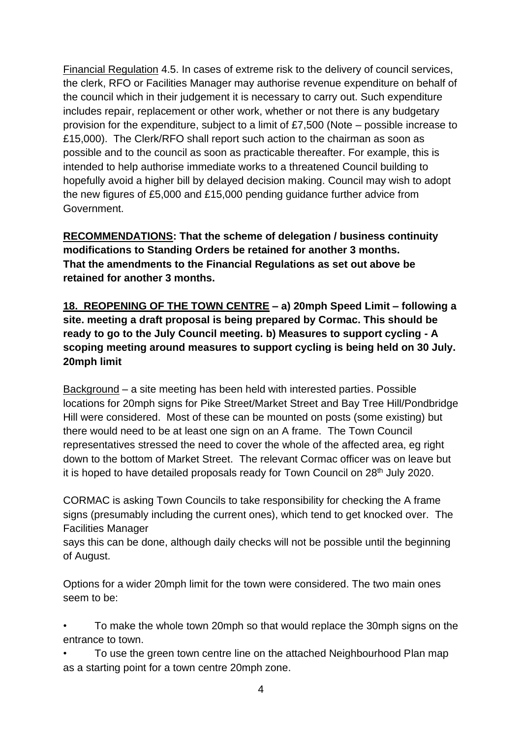Financial Regulation 4.5. In cases of extreme risk to the delivery of council services, the clerk, RFO or Facilities Manager may authorise revenue expenditure on behalf of the council which in their judgement it is necessary to carry out. Such expenditure includes repair, replacement or other work, whether or not there is any budgetary provision for the expenditure, subject to a limit of £7,500 (Note – possible increase to £15,000). The Clerk/RFO shall report such action to the chairman as soon as possible and to the council as soon as practicable thereafter. For example, this is intended to help authorise immediate works to a threatened Council building to hopefully avoid a higher bill by delayed decision making. Council may wish to adopt the new figures of £5,000 and £15,000 pending guidance further advice from Government.

**RECOMMENDATIONS: That the scheme of delegation / business continuity modifications to Standing Orders be retained for another 3 months. That the amendments to the Financial Regulations as set out above be retained for another 3 months.**

**18. REOPENING OF THE TOWN CENTRE – a) 20mph Speed Limit – following a site. meeting a draft proposal is being prepared by Cormac. This should be ready to go to the July Council meeting. b) Measures to support cycling - A scoping meeting around measures to support cycling is being held on 30 July. 20mph limit**

Background – a site meeting has been held with interested parties. Possible locations for 20mph signs for Pike Street/Market Street and Bay Tree Hill/Pondbridge Hill were considered. Most of these can be mounted on posts (some existing) but there would need to be at least one sign on an A frame. The Town Council representatives stressed the need to cover the whole of the affected area, eg right down to the bottom of Market Street. The relevant Cormac officer was on leave but it is hoped to have detailed proposals ready for Town Council on 28th July 2020.

CORMAC is asking Town Councils to take responsibility for checking the A frame signs (presumably including the current ones), which tend to get knocked over. The Facilities Manager says this can be done, although daily checks will not be possible until the beginning of August.

Options for a wider 20mph limit for the town were considered. The two main ones seem to be:

- To make the whole town 20mph so that would replace the 30mph signs on the entrance to town.
- To use the green town centre line on the attached Neighbourhood Plan map as a starting point for a town centre 20mph zone.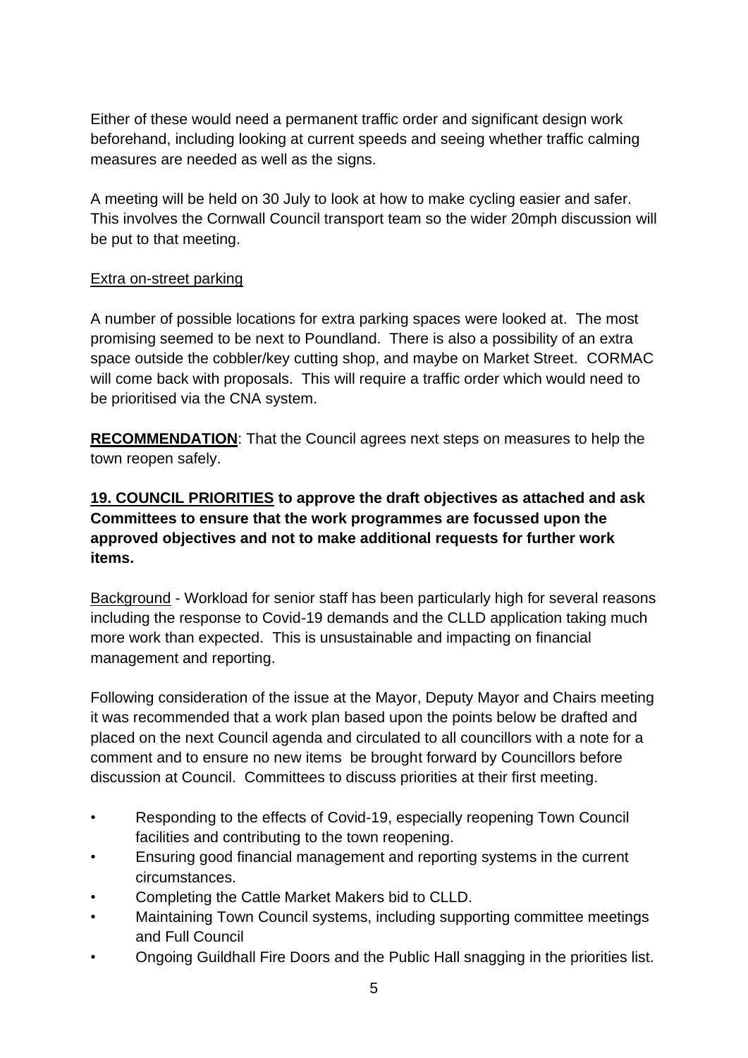Either of these would need a permanent traffic order and significant design work beforehand, including looking at current speeds and seeing whether traffic calming measures are needed as well as the signs.

A meeting will be held on 30 July to look at how to make cycling easier and safer. This involves the Cornwall Council transport team so the wider 20mph discussion will be put to that meeting.

<u>Extra on-street parking</u>

A number of possible locations for extra parking spaces were looked at. The most promising seemed to be next to Poundland. There is also a possibility of an extra space outside the cobbler/key cutting shop, and maybe on Market Street. CORMAC will come back with proposals. This will require a traffic order which would need to be prioritised via the CNA system.

**<u>RECOMMENDATION</u>**: That the Council agrees next steps on measures to help the town reopen safely.

**<u>19. COUNCIL PRIORITIES</u> to approve the draft objectives as attached and ask Committees to ensure that the work programmes are focussed upon the approved objectives and not to make additional requests for further work items.**

<u>Background</u> - Workload for senior staff has been particularly high for several reasons including the response to Covid-19 demands and the CLLD application taking much more work than expected. This is unsustainable and impacting on financial management and reporting.

Following consideration of the issue at the Mayor, Deputy Mayor and Chairs meeting it was recommended that a work plan based upon the points below be drafted and placed on the next Council agenda and circulated to all councillors with a note for a comment and to ensure no new items be brought forward by Councillors before discussion at Council. Committees to discuss priorities at their first meeting.

- Responding to the effects of Covid-19, especially reopening Town Council facilities and contributing to the town reopening.
- Ensuring good financial management and reporting systems in the current circumstances.
- Completing the Cattle Market Makers bid to CLLD.
- Maintaining Town Council systems, including supporting committee meetings and Full Council
- Ongoing Guildhall Fire Doors and the Public Hall snagging in the priorities list.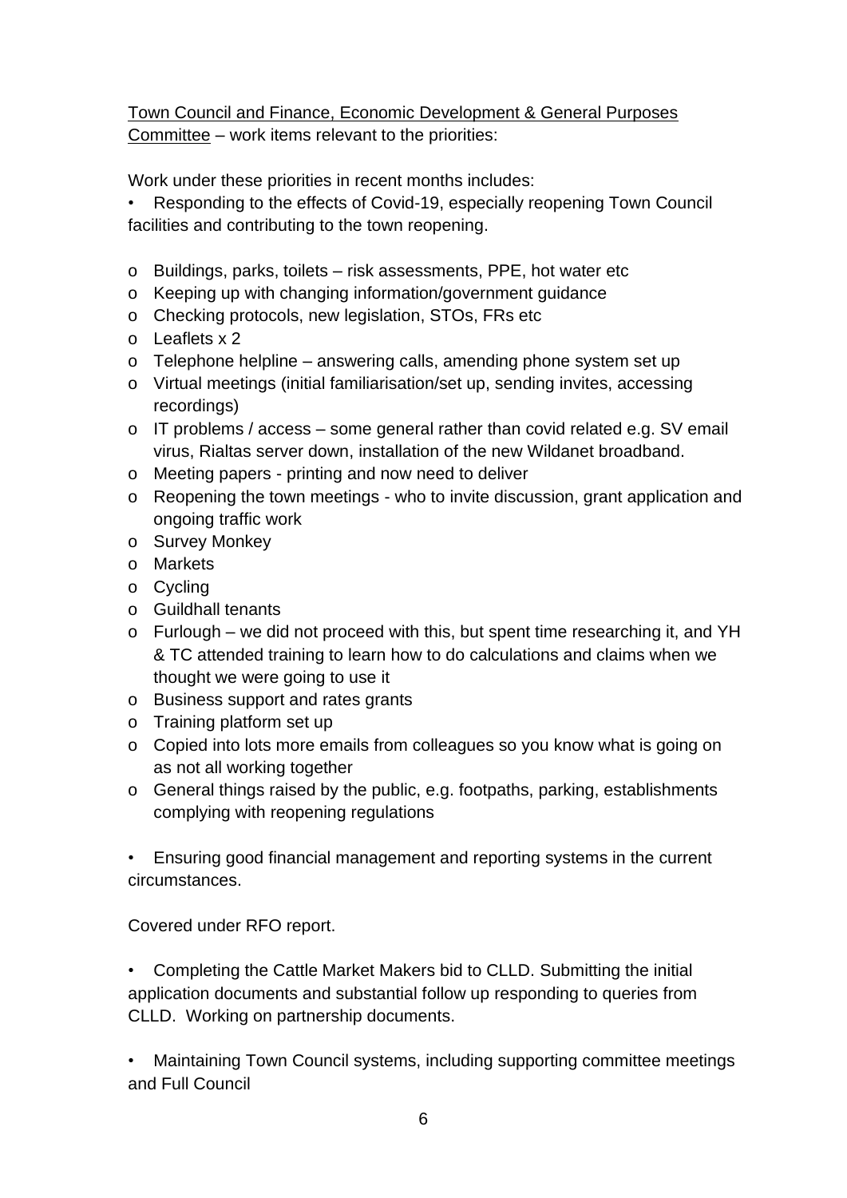Town Council and Finance, Economic Development & General Purposes Committee – work items relevant to the priorities:

Work under these priorities in recent months includes:

- Responding to the effects of Covid-19, especially reopening Town Council facilities and contributing to the town reopening.

  - Buildings, parks, toilets – risk assessments, PPE, hot water etc
  - Keeping up with changing information/government guidance
  - Checking protocols, new legislation, STOs, FRs etc
  - Leaflets x 2
  - Telephone helpline – answering calls, amending phone system set up
  - Virtual meetings (initial familiarisation/set up, sending invites, accessing recordings)
  - IT problems / access – some general rather than covid related e.g. SV email virus, Rialtas server down, installation of the new Wildanet broadband.
  - Meeting papers - printing and now need to deliver
  - Reopening the town meetings - who to invite discussion, grant application and ongoing traffic work
  - Survey Monkey
  - Markets
  - Cycling
  - Guildhall tenants
  - Furlough – we did not proceed with this, but spent time researching it, and YH & TC attended training to learn how to do calculations and claims when we thought we were going to use it
  - Business support and rates grants
  - Training platform set up
  - Copied into lots more emails from colleagues so you know what is going on as not all working together
  - General things raised by the public, e.g. footpaths, parking, establishments complying with reopening regulations

- Ensuring good financial management and reporting systems in the current circumstances.

Covered under RFO report.

- Completing the Cattle Market Makers bid to CLLD. Submitting the initial application documents and substantial follow up responding to queries from CLLD. Working on partnership documents.

- Maintaining Town Council systems, including supporting committee meetings and Full Council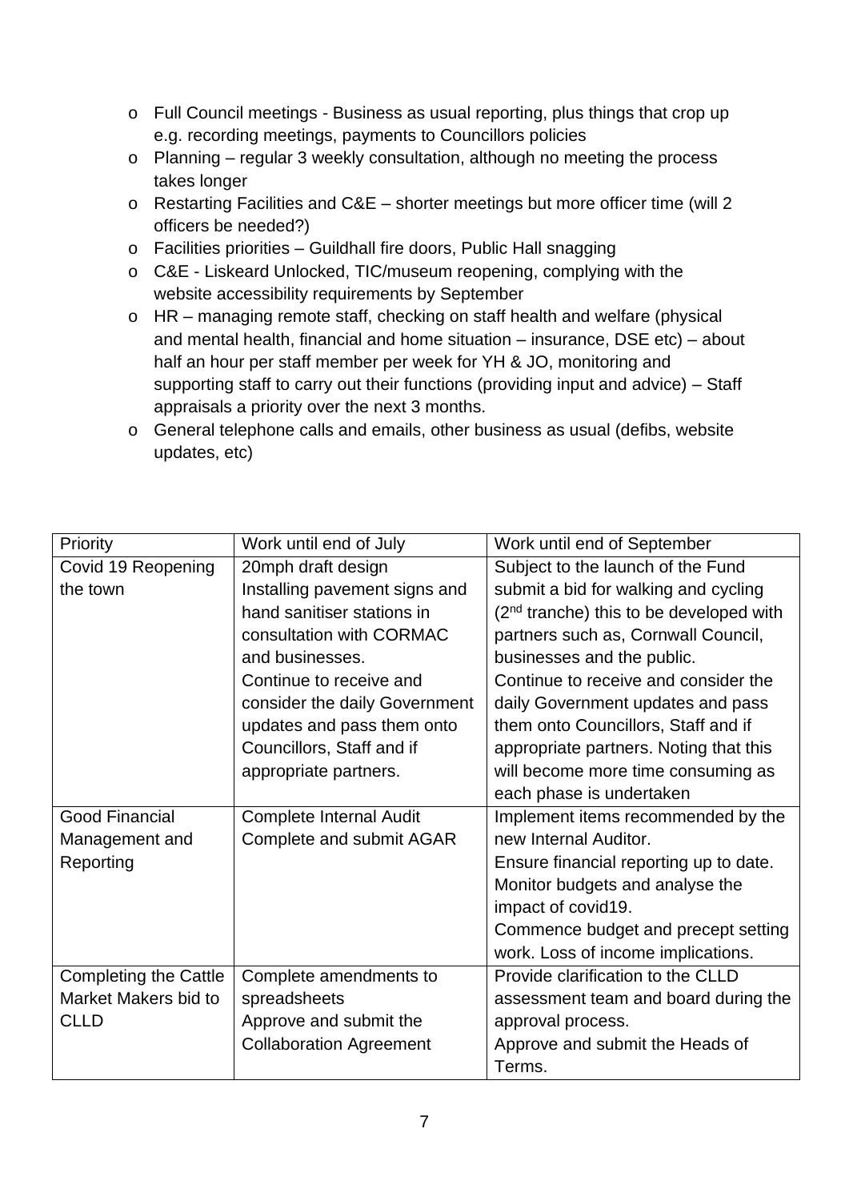- Full Council meetings - Business as usual reporting, plus things that crop up e.g. recording meetings, payments to Councillors policies
- Planning – regular 3 weekly consultation, although no meeting the process takes longer
- Restarting Facilities and C&E – shorter meetings but more officer time (will 2 officers be needed?)
- Facilities priorities – Guildhall fire doors, Public Hall snagging
- C&E - Liskeard Unlocked, TIC/museum reopening, complying with the website accessibility requirements by September
- HR – managing remote staff, checking on staff health and welfare (physical and mental health, financial and home situation – insurance, DSE etc) – about half an hour per staff member per week for YH & JO, monitoring and supporting staff to carry out their functions (providing input and advice) – Staff appraisals a priority over the next 3 months.
- General telephone calls and emails, other business as usual (defibs, website updates, etc)

| Priority | Work until end of July | Work until end of September |
|---|---|---|
| Covid 19 Reopening the town | 20mph draft design<br>Installing pavement signs and hand sanitiser stations in consultation with CORMAC and businesses.<br>Continue to receive and consider the daily Government updates and pass them onto Councillors, Staff and if appropriate partners. | Subject to the launch of the Fund submit a bid for walking and cycling (2nd tranche) this to be developed with partners such as, Cornwall Council, businesses and the public.<br>Continue to receive and consider the daily Government updates and pass them onto Councillors, Staff and if appropriate partners. Noting that this will become more time consuming as each phase is undertaken |
| Good Financial Management and Reporting | Complete Internal Audit<br>Complete and submit AGAR | Implement items recommended by the new Internal Auditor.<br>Ensure financial reporting up to date.<br>Monitor budgets and analyse the impact of covid19.<br>Commence budget and precept setting work. Loss of income implications. |
| Completing the Cattle Market Makers bid to CLLD | Complete amendments to spreadsheets<br>Approve and submit the Collaboration Agreement | Provide clarification to the CLLD assessment team and board during the approval process.<br>Approve and submit the Heads of Terms. |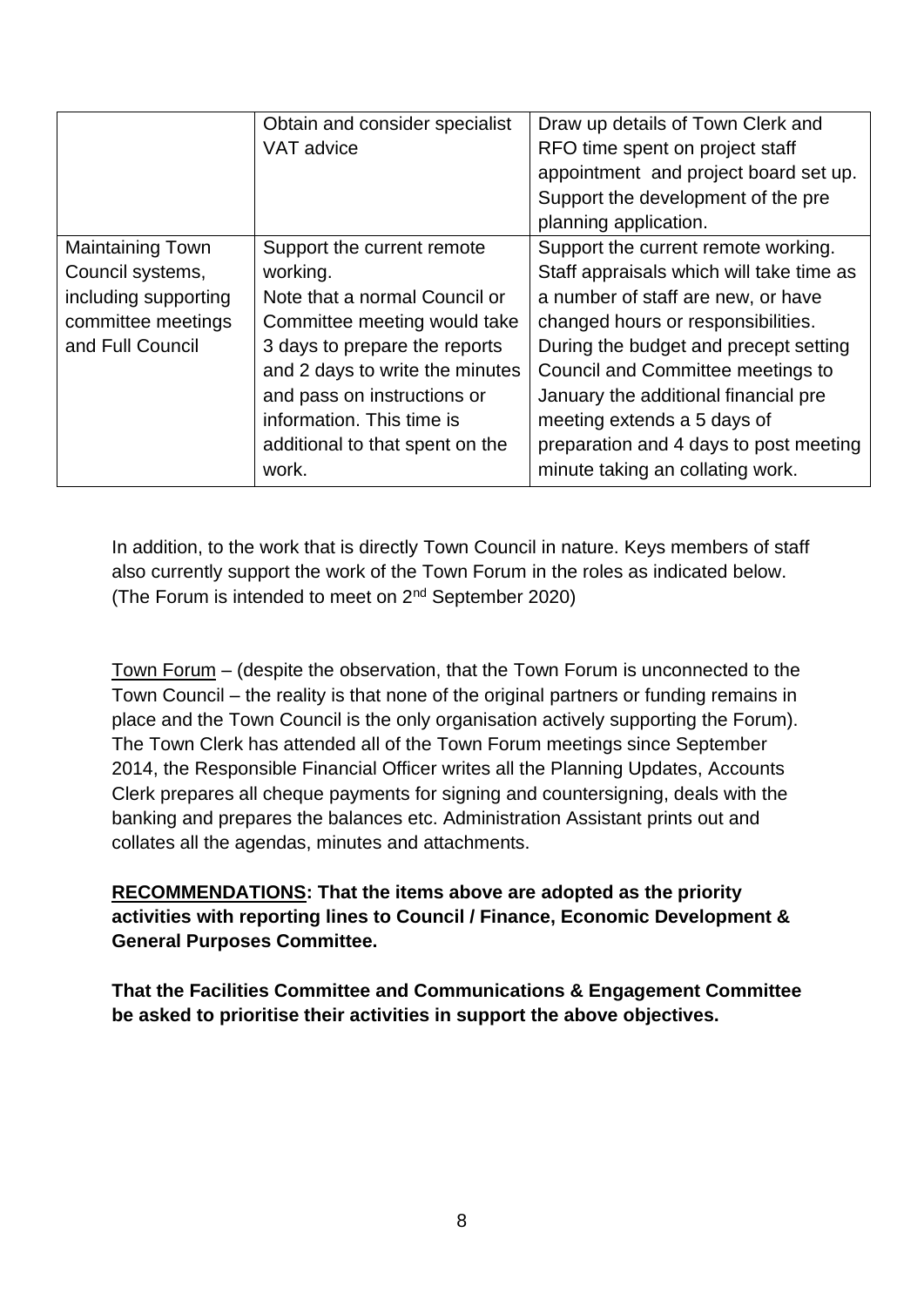| | | |
|---|---|---|
| | Obtain and consider specialist VAT advice | Draw up details of Town Clerk and RFO time spent on project staff appointment and project board set up. Support the development of the pre planning application. |
| Maintaining Town Council systems, including supporting committee meetings and Full Council | Support the current remote working. Note that a normal Council or Committee meeting would take 3 days to prepare the reports and 2 days to write the minutes and pass on instructions or information. This time is additional to that spent on the work. | Support the current remote working. Staff appraisals which will take time as a number of staff are new, or have changed hours or responsibilities. During the budget and precept setting Council and Committee meetings to January the additional financial pre meeting extends a 5 days of preparation and 4 days to post meeting minute taking an collating work. |

In addition, to the work that is directly Town Council in nature. Keys members of staff also currently support the work of the Town Forum in the roles as indicated below. (The Forum is intended to meet on 2nd September 2020)

Town Forum – (despite the observation, that the Town Forum is unconnected to the Town Council – the reality is that none of the original partners or funding remains in place and the Town Council is the only organisation actively supporting the Forum). The Town Clerk has attended all of the Town Forum meetings since September 2014, the Responsible Financial Officer writes all the Planning Updates, Accounts Clerk prepares all cheque payments for signing and countersigning, deals with the banking and prepares the balances etc. Administration Assistant prints out and collates all the agendas, minutes and attachments.

**RECOMMENDATIONS: That the items above are adopted as the priority activities with reporting lines to Council / Finance, Economic Development & General Purposes Committee.**

**That the Facilities Committee and Communications & Engagement Committee be asked to prioritise their activities in support the above objectives.**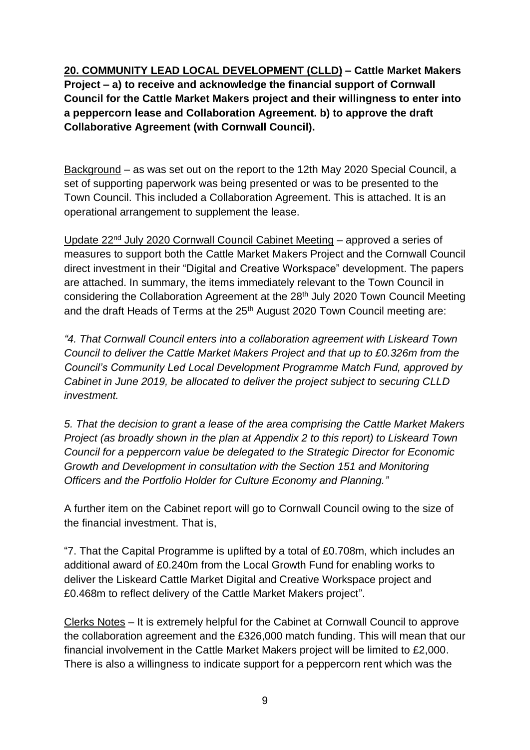**<u>20. COMMUNITY LEAD LOCAL DEVELOPMENT (CLLD)</u> – Cattle Market Makers Project – a) to receive and acknowledge the financial support of Cornwall Council for the Cattle Market Makers project and their willingness to enter into a peppercorn lease and Collaboration Agreement. b) to approve the draft Collaborative Agreement (with Cornwall Council).**

<u>Background</u> – as was set out on the report to the 12th May 2020 Special Council, a set of supporting paperwork was being presented or was to be presented to the Town Council. This included a Collaboration Agreement. This is attached. It is an operational arrangement to supplement the lease.

<u>Update 22nd July 2020 Cornwall Council Cabinet Meeting</u> – approved a series of measures to support both the Cattle Market Makers Project and the Cornwall Council direct investment in their "Digital and Creative Workspace" development. The papers are attached. In summary, the items immediately relevant to the Town Council in considering the Collaboration Agreement at the 28th July 2020 Town Council Meeting and the draft Heads of Terms at the 25th August 2020 Town Council meeting are:

*"4. That Cornwall Council enters into a collaboration agreement with Liskeard Town Council to deliver the Cattle Market Makers Project and that up to £0.326m from the Council's Community Led Local Development Programme Match Fund, approved by Cabinet in June 2019, be allocated to deliver the project subject to securing CLLD investment.*

*5. That the decision to grant a lease of the area comprising the Cattle Market Makers Project (as broadly shown in the plan at Appendix 2 to this report) to Liskeard Town Council for a peppercorn value be delegated to the Strategic Director for Economic Growth and Development in consultation with the Section 151 and Monitoring Officers and the Portfolio Holder for Culture Economy and Planning."*

A further item on the Cabinet report will go to Cornwall Council owing to the size of the financial investment. That is,

"7. That the Capital Programme is uplifted by a total of £0.708m, which includes an additional award of £0.240m from the Local Growth Fund for enabling works to deliver the Liskeard Cattle Market Digital and Creative Workspace project and £0.468m to reflect delivery of the Cattle Market Makers project".

<u>Clerks Notes</u> – It is extremely helpful for the Cabinet at Cornwall Council to approve the collaboration agreement and the £326,000 match funding. This will mean that our financial involvement in the Cattle Market Makers project will be limited to £2,000. There is also a willingness to indicate support for a peppercorn rent which was the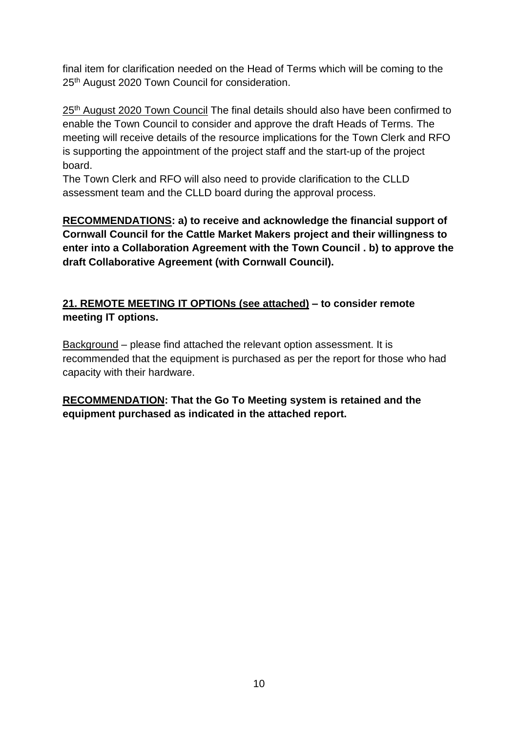final item for clarification needed on the Head of Terms which will be coming to the 25th August 2020 Town Council for consideration.

25th August 2020 Town Council The final details should also have been confirmed to enable the Town Council to consider and approve the draft Heads of Terms. The meeting will receive details of the resource implications for the Town Clerk and RFO is supporting the appointment of the project staff and the start-up of the project board.
The Town Clerk and RFO will also need to provide clarification to the CLLD assessment team and the CLLD board during the approval process.

**RECOMMENDATIONS: a) to receive and acknowledge the financial support of Cornwall Council for the Cattle Market Makers project and their willingness to enter into a Collaboration Agreement with the Town Council . b) to approve the draft Collaborative Agreement (with Cornwall Council).**

**21. REMOTE MEETING IT OPTIONs (see attached) – to consider remote meeting IT options.**

Background – please find attached the relevant option assessment. It is recommended that the equipment is purchased as per the report for those who had capacity with their hardware.

**RECOMMENDATION: That the Go To Meeting system is retained and the equipment purchased as indicated in the attached report.**